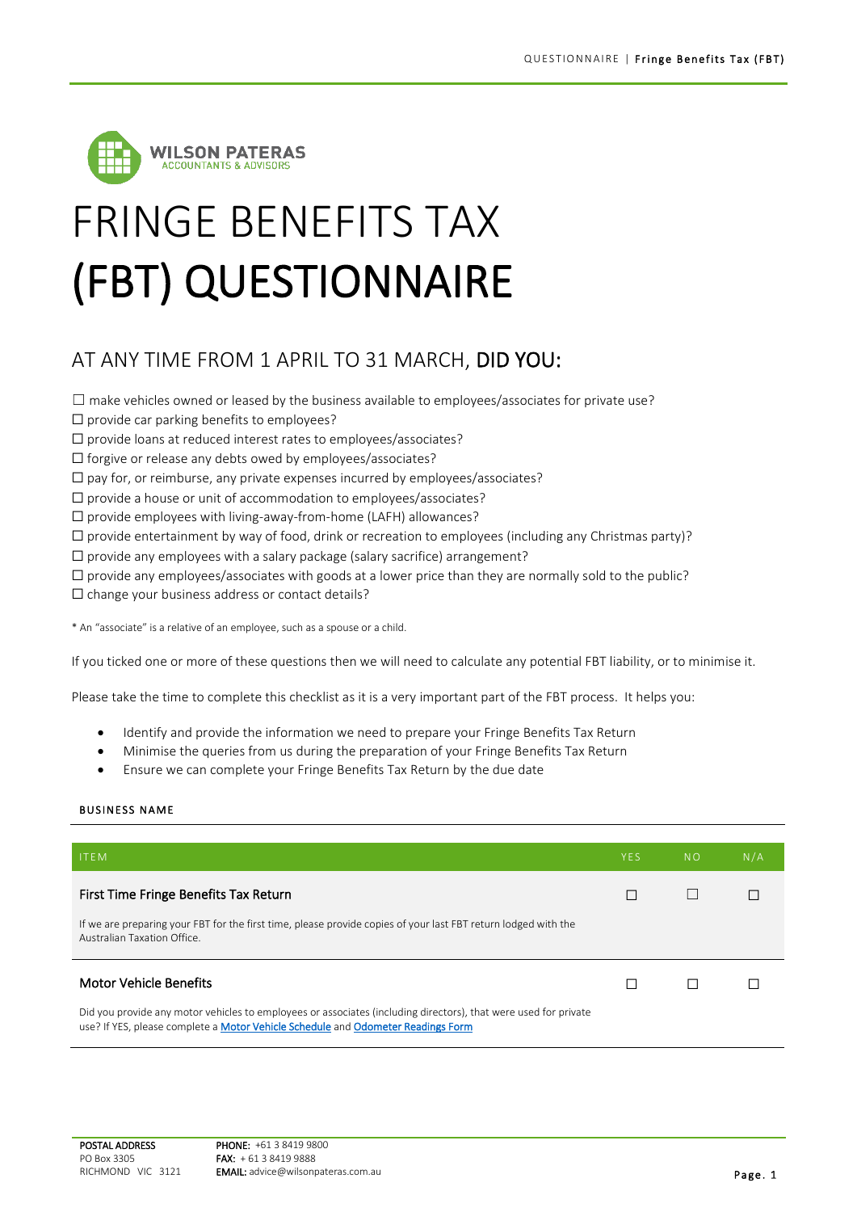WILSON PATERAS
ACCOUNTANTS & ADVISORS

# FRINGE BENEFITS TAX (FBT) QUESTIONNAIRE

## AT ANY TIME FROM 1 APRIL TO 31 MARCH, DID YOU:

☐ make vehicles owned or leased by the business available to employees/associates for private use?
☐ provide car parking benefits to employees?
☐ provide loans at reduced interest rates to employees/associates?
☐ forgive or release any debts owed by employees/associates?
☐ pay for, or reimburse, any private expenses incurred by employees/associates?
☐ provide a house or unit of accommodation to employees/associates?
☐ provide employees with living-away-from-home (LAFH) allowances?
☐ provide entertainment by way of food, drink or recreation to employees (including any Christmas party)?
☐ provide any employees with a salary package (salary sacrifice) arrangement?
☐ provide any employees/associates with goods at a lower price than they are normally sold to the public?
☐ change your business address or contact details?

* An "associate" is a relative of an employee, such as a spouse or a child.

If you ticked one or more of these questions then we will need to calculate any potential FBT liability, or to minimise it.

Please take the time to complete this checklist as it is a very important part of the FBT process. It helps you:

- Identify and provide the information we need to prepare your Fringe Benefits Tax Return
- Minimise the queries from us during the preparation of your Fringe Benefits Tax Return
- Ensure we can complete your Fringe Benefits Tax Return by the due date

BUSINESS NAME

| ITEM | YES | NO | N/A |
|---|---|---|---|
| **First Time Fringe Benefits Tax Return**<br>If we are preparing your FBT for the first time, please provide copies of your last FBT return lodged with the Australian Taxation Office. | ☐ | ☐ | ☐ |
| **Motor Vehicle Benefits**<br>Did you provide any motor vehicles to employees or associates (including directors), that were used for private use? If YES, please complete a Motor Vehicle Schedule and Odometer Readings Form | ☐ | ☐ | ☐ |

POSTAL ADDRESS
PO Box 3305
RICHMOND VIC 3121

PHONE: +61 3 8419 9800
FAX: + 61 3 8419 9888
EMAIL: advice@wilsonpateras.com.au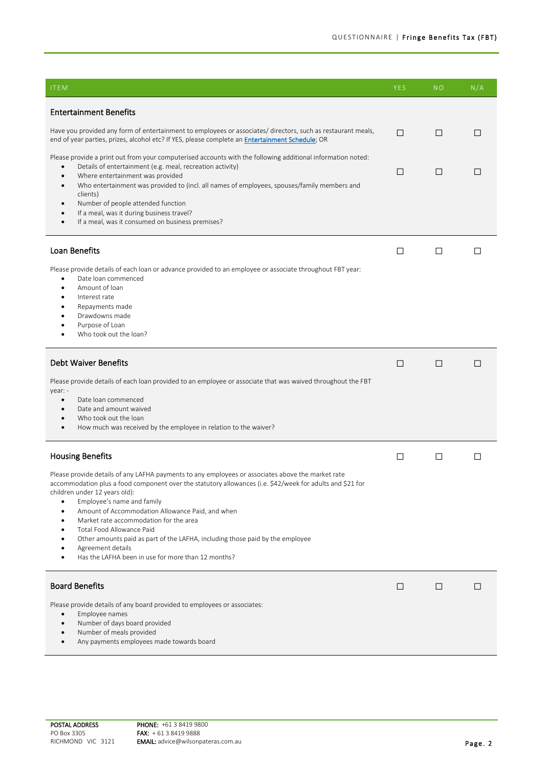| ITEM | YES | NO | N/A |
|---|---|---|---|
| **Entertainment Benefits** | | | |
| Have you provided any form of entertainment to employees or associates/ directors, such as restaurant meals, end of year parties, prizes, alcohol etc? If YES, please complete an Entertainment Schedule; OR | ☐ | ☐ | ☐ |
| Please provide a print out from your computerised accounts with the following additional information noted:<br>• Details of entertainment (e.g. meal, recreation activity)<br>• Where entertainment was provided<br>• Who entertainment was provided to (incl. all names of employees, spouses/family members and clients)<br>• Number of people attended function<br>• If a meal, was it during business travel?<br>• If a meal, was it consumed on business premises? | ☐ | ☐ | ☐ |
| **Loan Benefits**<br><br>Please provide details of each loan or advance provided to an employee or associate throughout FBT year:<br>• Date loan commenced<br>• Amount of loan<br>• Interest rate<br>• Repayments made<br>• Drawdowns made<br>• Purpose of Loan<br>• Who took out the loan? | ☐ | ☐ | ☐ |
| **Debt Waiver Benefits**<br><br>Please provide details of each loan provided to an employee or associate that was waived throughout the FBT year: -<br>• Date loan commenced<br>• Date and amount waived<br>• Who took out the loan<br>• How much was received by the employee in relation to the waiver? | ☐ | ☐ | ☐ |
| **Housing Benefits**<br><br>Please provide details of any LAFHA payments to any employees or associates above the market rate accommodation plus a food component over the statutory allowances (i.e. $42/week for adults and $21 for children under 12 years old):<br>• Employee's name and family<br>• Amount of Accommodation Allowance Paid, and when<br>• Market rate accommodation for the area<br>• Total Food Allowance Paid<br>• Other amounts paid as part of the LAFHA, including those paid by the employee<br>• Agreement details<br>• Has the LAFHA been in use for more than 12 months? | ☐ | ☐ | ☐ |
| **Board Benefits**<br><br>Please provide details of any board provided to employees or associates:<br>• Employee names<br>• Number of days board provided<br>• Number of meals provided<br>• Any payments employees made towards board | ☐ | ☐ | ☐ |

**POSTAL ADDRESS**
PO Box 3305
RICHMOND VIC 3121

**PHONE:** +61 3 8419 9800
**FAX:** + 61 3 8419 9888
**EMAIL:** advice@wilsonpateras.com.au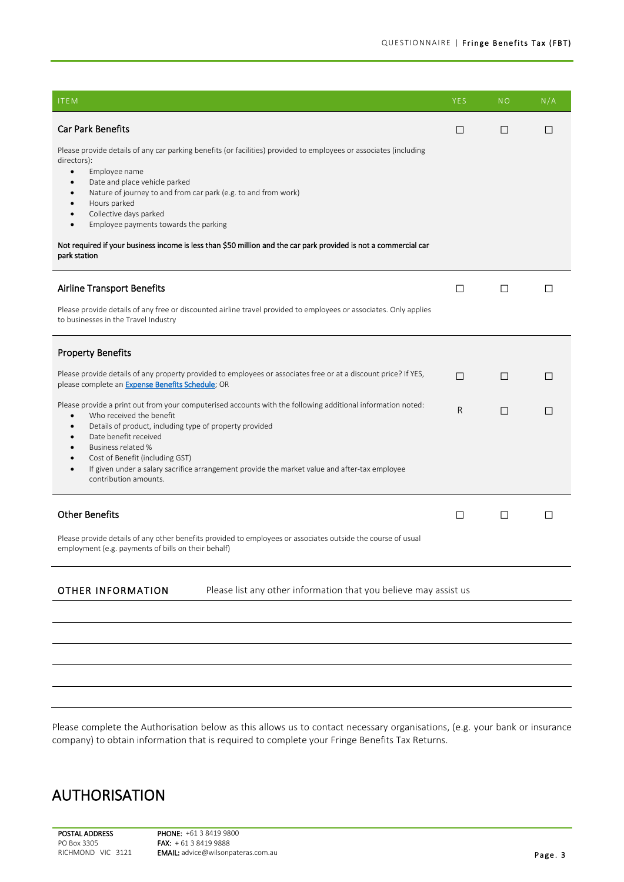| ITEM | YES | NO | N/A |
| --- | --- | --- | --- |
| **Car Park Benefits** | ☐ | ☐ | ☐ |
| Please provide details of any car parking benefits (or facilities) provided to employees or associates (including directors):<br>• Employee name<br>• Date and place vehicle parked<br>• Nature of journey to and from car park (e.g. to and from work)<br>• Hours parked<br>• Collective days parked<br>• Employee payments towards the parking<br><br>**Not required if your business income is less than $50 million and the car park provided is not a commercial car park station** | | | |
| **Airline Transport Benefits** | ☐ | ☐ | ☐ |
| Please provide details of any free or discounted airline travel provided to employees or associates. Only applies to businesses in the Travel Industry | | | |
| **Property Benefits** | | | |
| Please provide details of any property provided to employees or associates free or at a discount price? If YES, please complete an [Expense Benefits Schedule](); OR | ☐ | ☐ | ☐ |
| Please provide a print out from your computerised accounts with the following additional information noted:<br>• Who received the benefit<br>• Details of product, including type of property provided<br>• Date benefit received<br>• Business related %<br>• Cost of Benefit (including GST)<br>• If given under a salary sacrifice arrangement provide the market value and after-tax employee contribution amounts. | R | ☐ | ☐ |
| **Other Benefits** | ☐ | ☐ | ☐ |
| Please provide details of any other benefits provided to employees or associates outside the course of usual employment (e.g. payments of bills on their behalf) | | | |

**OTHER INFORMATION** Please list any other information that you believe may assist us

Please complete the Authorisation below as this allows us to contact necessary organisations, (e.g. your bank or insurance company) to obtain information that is required to complete your Fringe Benefits Tax Returns.

# AUTHORISATION

**POSTAL ADDRESS**
PO Box 3305
RICHMOND VIC 3121

**PHONE:** +61 3 8419 9800
**FAX:** + 61 3 8419 9888
**EMAIL:** advice@wilsonpateras.com.au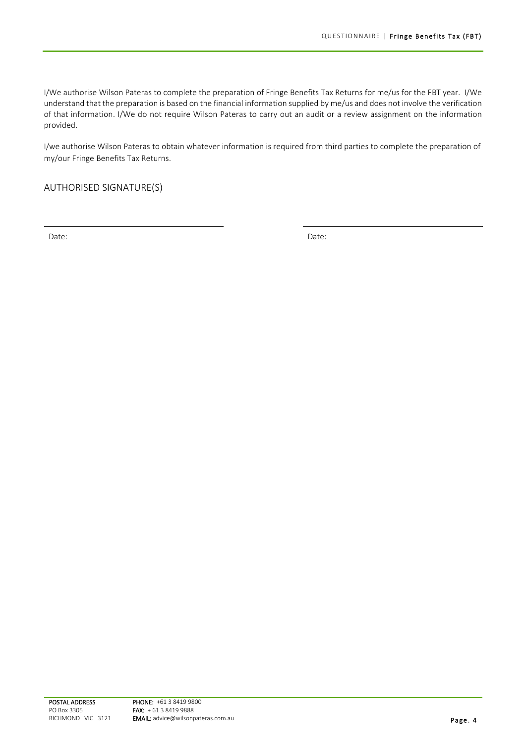I/We authorise Wilson Pateras to complete the preparation of Fringe Benefits Tax Returns for me/us for the FBT year. I/We understand that the preparation is based on the financial information supplied by me/us and does not involve the verification of that information. I/We do not require Wilson Pateras to carry out an audit or a review assignment on the information provided.

I/we authorise Wilson Pateras to obtain whatever information is required from third parties to complete the preparation of my/our Fringe Benefits Tax Returns.

AUTHORISED SIGNATURE(S)

\_\_\_\_\_\_\_\_\_\_\_\_\_\_\_\_\_\_\_\_\_\_\_\_\_\_\_\_\_\_\_\_\_\_\_\_\_\_\_\_

Date:

\_\_\_\_\_\_\_\_\_\_\_\_\_\_\_\_\_\_\_\_\_\_\_\_\_\_\_\_\_\_\_\_\_\_\_\_\_\_\_\_

Date:

**POSTAL ADDRESS**
PO Box 3305
RICHMOND VIC 3121

**PHONE:** +61 3 8419 9800
**FAX:** + 61 3 8419 9888
**EMAIL:** advice@wilsonpateras.com.au